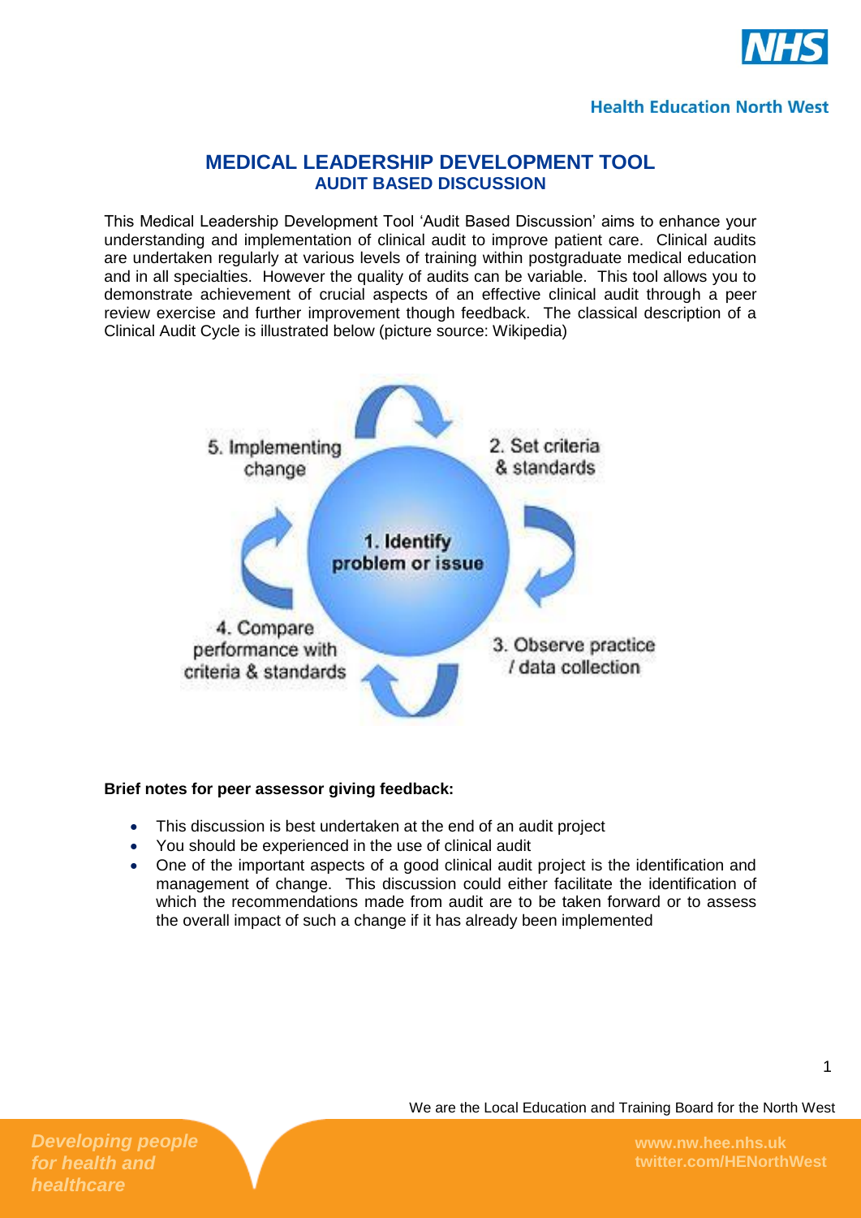# MEDICAL LEADERSHIP DEVELOPMENT TOOL
## AUDIT BASED DISCUSSION

This Medical Leadership Development Tool 'Audit Based Discussion' aims to enhance your understanding and implementation of clinical audit to improve patient care. Clinical audits are undertaken regularly at various levels of training within postgraduate medical education and in all specialties. However the quality of audits can be variable. This tool allows you to demonstrate achievement of crucial aspects of an effective clinical audit through a peer review exercise and further improvement though feedback. The classical description of a Clinical Audit Cycle is illustrated below (picture source: Wikipedia)

1. Identify problem or issue
2. Set criteria & standards
3. Observe practice / data collection
4. Compare performance with criteria & standards
5. Implementing change

**Brief notes for peer assessor giving feedback:**

- This discussion is best undertaken at the end of an audit project
- You should be experienced in the use of clinical audit
- One of the important aspects of a good clinical audit project is the identification and management of change. This discussion could either facilitate the identification of which the recommendations made from audit are to be taken forward or to assess the overall impact of such a change if it has already been implemented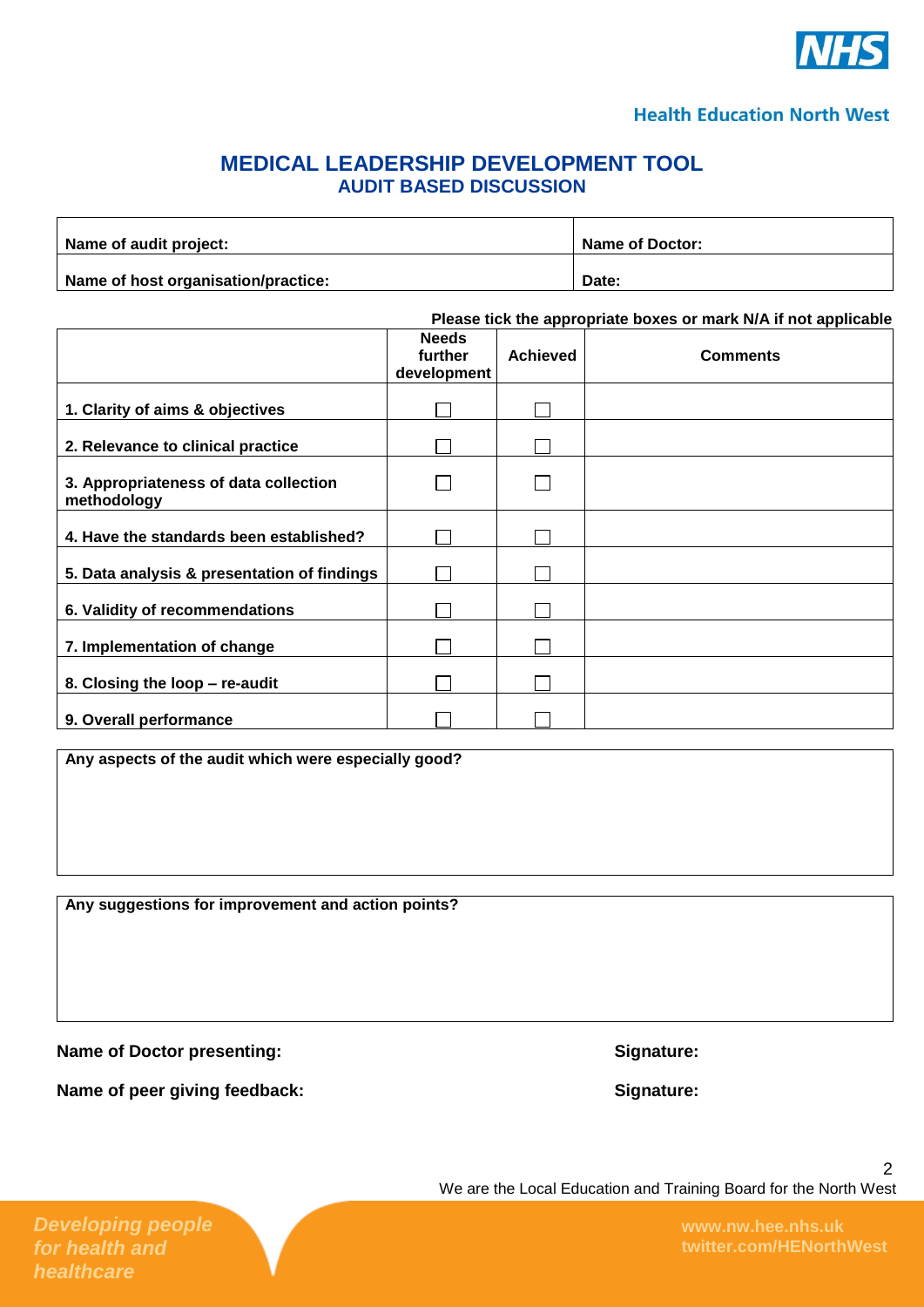Health Education North West

# MEDICAL LEADERSHIP DEVELOPMENT TOOL

## AUDIT BASED DISCUSSION

| | |
|---|---|
| **Name of audit project:** | **Name of Doctor:** |
| **Name of host organisation/practice:** | **Date:** |

**Please tick the appropriate boxes or mark N/A if not applicable**

| | Needs further development | Achieved | Comments |
|---|---|---|---|
| **1. Clarity of aims & objectives** | ☐ | ☐ | |
| **2. Relevance to clinical practice** | ☐ | ☐ | |
| **3. Appropriateness of data collection methodology** | ☐ | ☐ | |
| **4. Have the standards been established?** | ☐ | ☐ | |
| **5. Data analysis & presentation of findings** | ☐ | ☐ | |
| **6. Validity of recommendations** | ☐ | ☐ | |
| **7. Implementation of change** | ☐ | ☐ | |
| **8. Closing the loop – re-audit** | ☐ | ☐ | |
| **9. Overall performance** | ☐ | ☐ | |

**Any aspects of the audit which were especially good?**

**Any suggestions for improvement and action points?**

**Name of Doctor presenting:** **Signature:**

**Name of peer giving feedback:** **Signature:**

We are the Local Education and Training Board for the North West

*Developing people for health and healthcare*

www.nw.hee.nhs.uk
twitter.com/HENorthWest